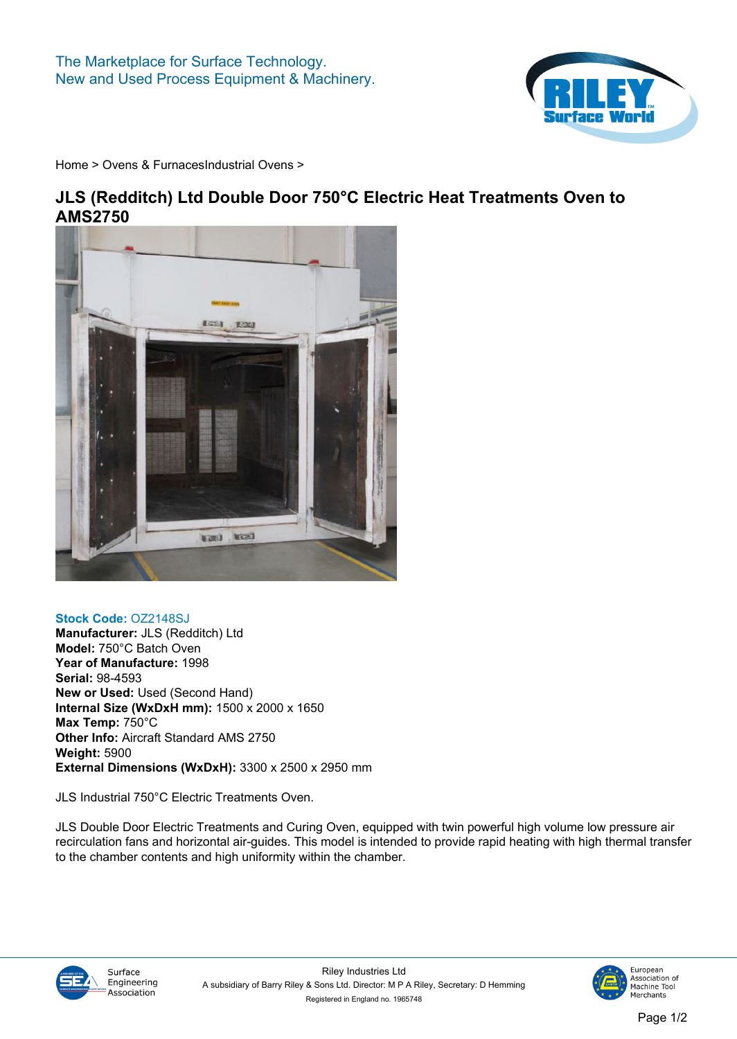The Marketplace for Surface Technology.
New and Used Process Equipment & Machinery.

Home > Ovens & FurnacesIndustrial Ovens >

# JLS (Redditch) Ltd Double Door 750°C Electric Heat Treatments Oven to AMS2750

**Stock Code:** OZ2148SJ
**Manufacturer:** JLS (Redditch) Ltd
**Model:** 750°C Batch Oven
**Year of Manufacture:** 1998
**Serial:** 98-4593
**New or Used:** Used (Second Hand)
**Internal Size (WxDxH mm):** 1500 x 2000 x 1650
**Max Temp:** 750°C
**Other Info:** Aircraft Standard AMS 2750
**Weight:** 5900
**External Dimensions (WxDxH):** 3300 x 2500 x 2950 mm

JLS Industrial 750°C Electric Treatments Oven.

JLS Double Door Electric Treatments and Curing Oven, equipped with twin powerful high volume low pressure air recirculation fans and horizontal air-guides. This model is intended to provide rapid heating with high thermal transfer to the chamber contents and high uniformity within the chamber.

Riley Industries Ltd
A subsidiary of Barry Riley & Sons Ltd. Director: M P A Riley, Secretary: D Hemming
Registered in England no. 1965748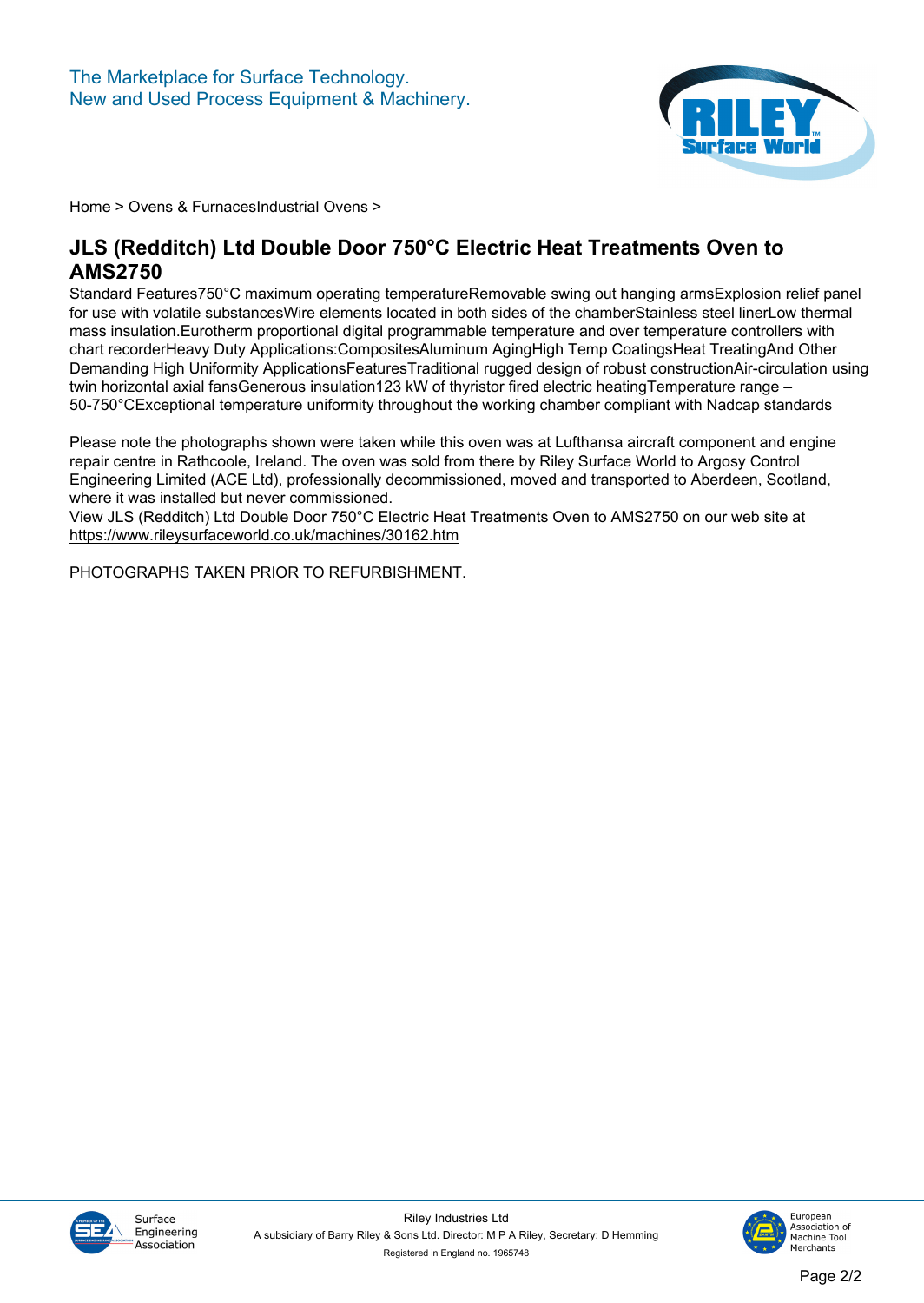The Marketplace for Surface Technology.
New and Used Process Equipment & Machinery.

Home > Ovens & FurnacesIndustrial Ovens >

## JLS (Redditch) Ltd Double Door 750°C Electric Heat Treatments Oven to AMS2750

Standard Features750°C maximum operating temperatureRemovable swing out hanging armsExplosion relief panel for use with volatile substancesWire elements located in both sides of the chamberStainless steel linerLow thermal mass insulation.Eurotherm proportional digital programmable temperature and over temperature controllers with chart recorderHeavy Duty Applications:CompositesAluminum AgingHigh Temp CoatingsHeat TreatingAnd Other Demanding High Uniformity ApplicationsFeaturesTraditional rugged design of robust constructionAir-circulation using twin horizontal axial fansGenerous insulation123 kW of thyristor fired electric heatingTemperature range – 50-750°CExceptional temperature uniformity throughout the working chamber compliant with Nadcap standards

Please note the photographs shown were taken while this oven was at Lufthansa aircraft component and engine repair centre in Rathcoole, Ireland. The oven was sold from there by Riley Surface World to Argosy Control Engineering Limited (ACE Ltd), professionally decommissioned, moved and transported to Aberdeen, Scotland, where it was installed but never commissioned.
View JLS (Redditch) Ltd Double Door 750°C Electric Heat Treatments Oven to AMS2750 on our web site at https://www.rileysurfaceworld.co.uk/machines/30162.htm

PHOTOGRAPHS TAKEN PRIOR TO REFURBISHMENT.

Riley Industries Ltd
A subsidiary of Barry Riley & Sons Ltd. Director: M P A Riley, Secretary: D Hemming
Registered in England no. 1965748